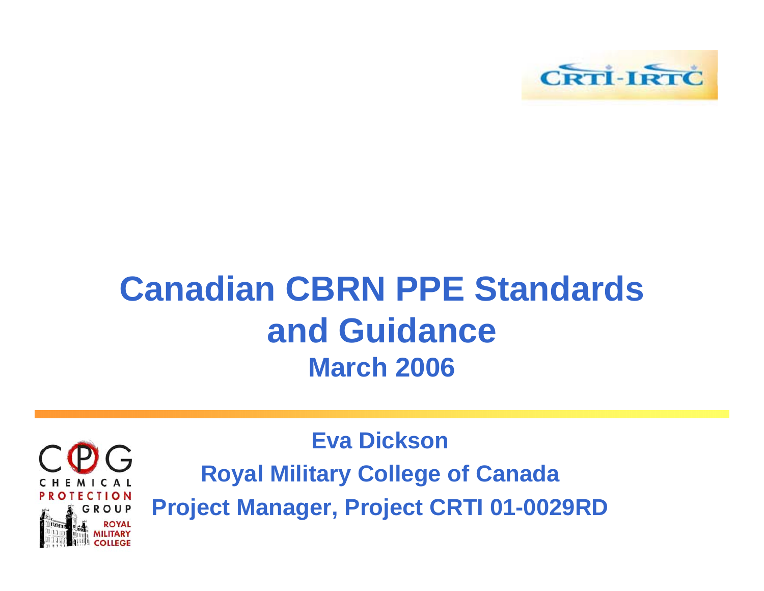# Canadian CBRN PPE Standards and Guidance

## March 2006

**Eva Dickson**

**Royal Military College of Canada**

**Project Manager, Project CRTI 01-0029RD**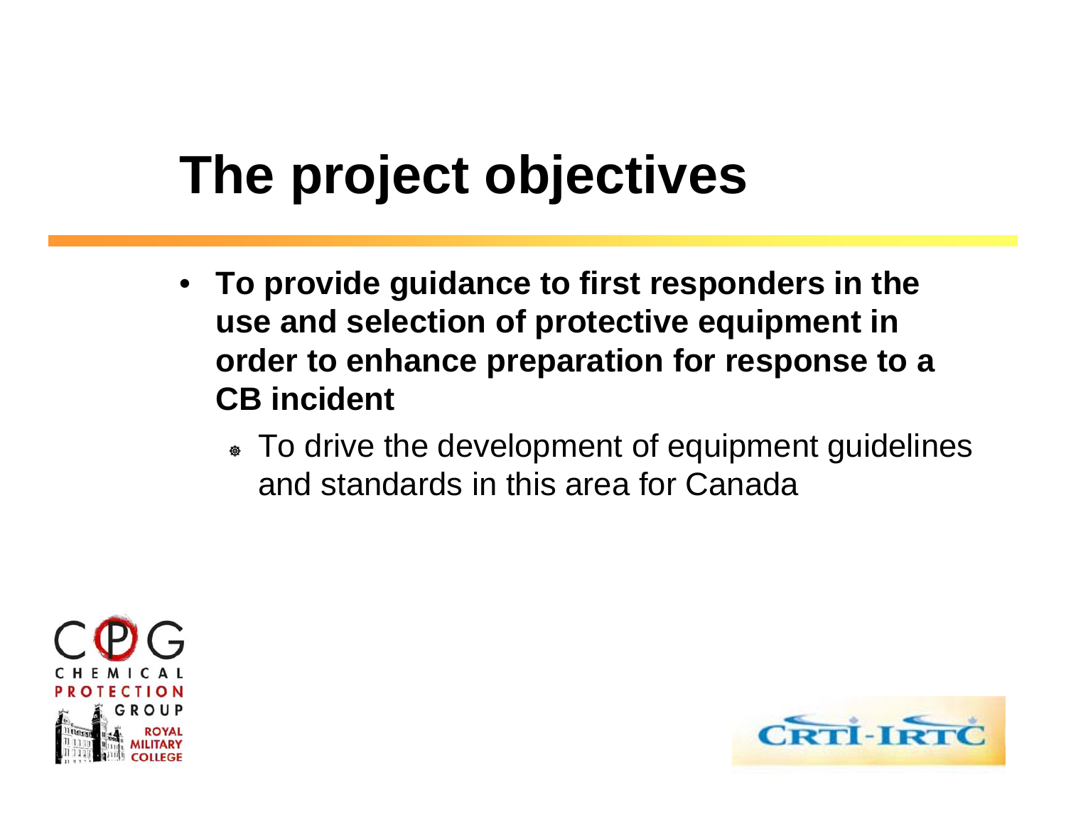# The project objectives

- **To provide guidance to first responders in the use and selection of protective equipment in order to enhance preparation for response to a CB incident**
  - To drive the development of equipment guidelines and standards in this area for Canada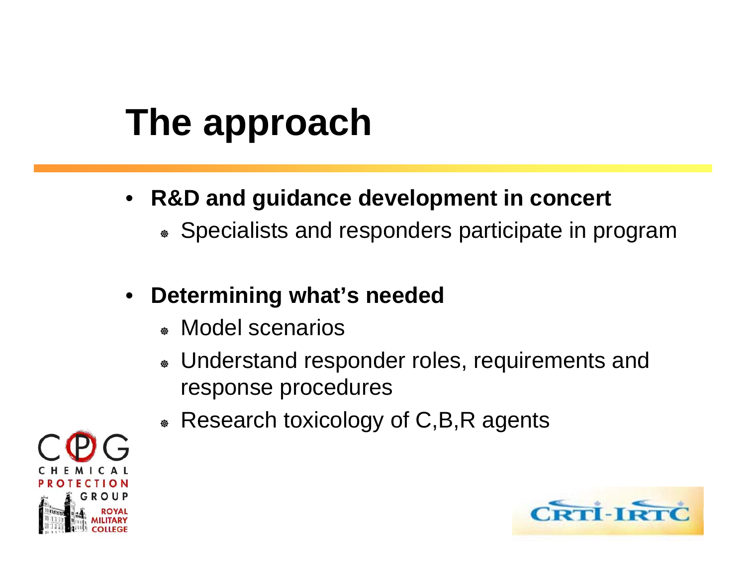# The approach

- **R&D and guidance development in concert**
  - Specialists and responders participate in program
- **Determining what's needed**
  - Model scenarios
  - Understand responder roles, requirements and response procedures
  - Research toxicology of C,B,R agents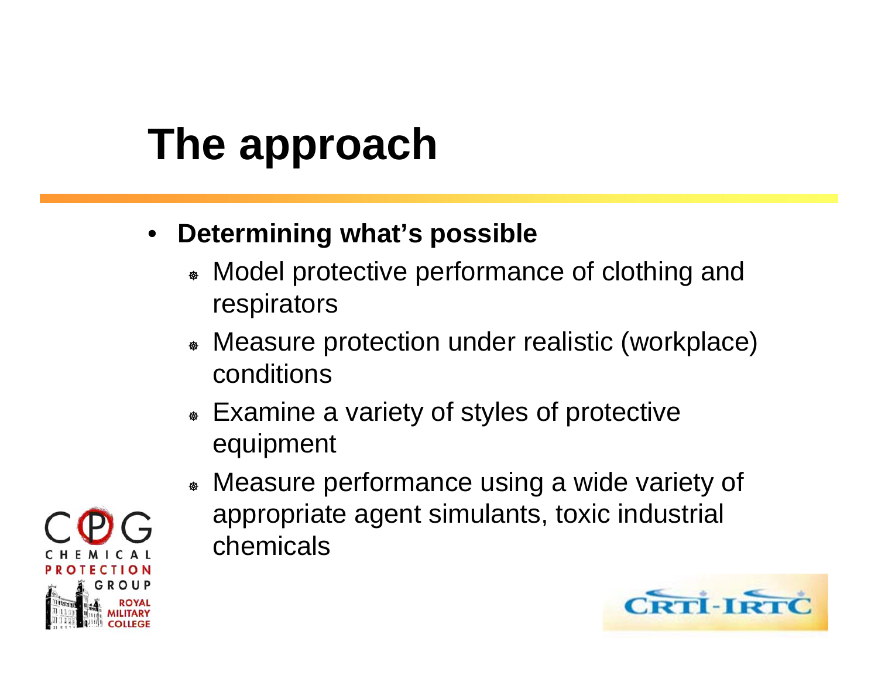# The approach

- **Determining what's possible**
  - Model protective performance of clothing and respirators
  - Measure protection under realistic (workplace) conditions
  - Examine a variety of styles of protective equipment
  - Measure performance using a wide variety of appropriate agent simulants, toxic industrial chemicals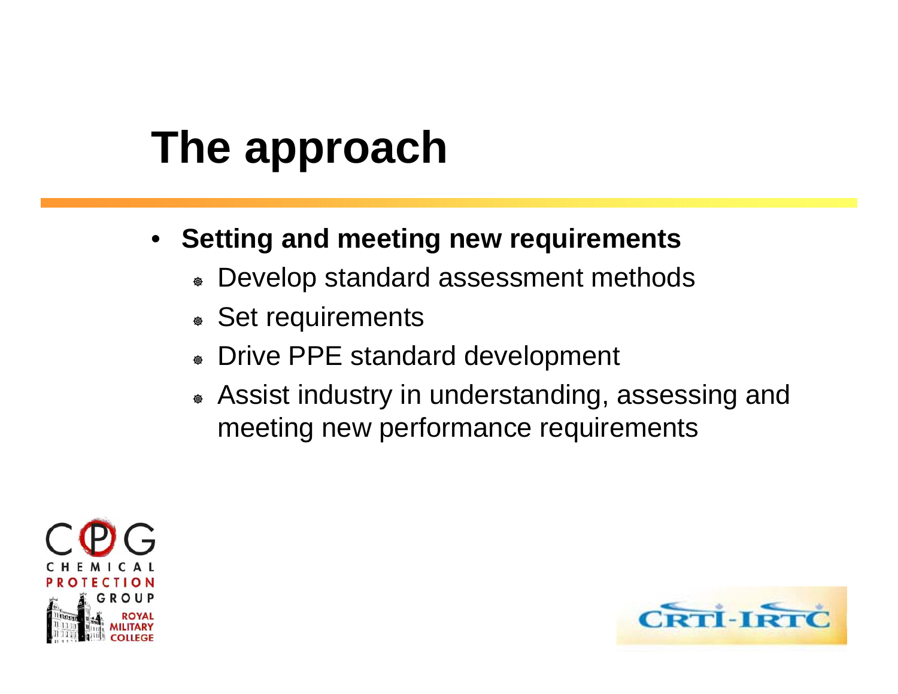# The approach

- **Setting and meeting new requirements**
  - Develop standard assessment methods
  - Set requirements
  - Drive PPE standard development
  - Assist industry in understanding, assessing and meeting new performance requirements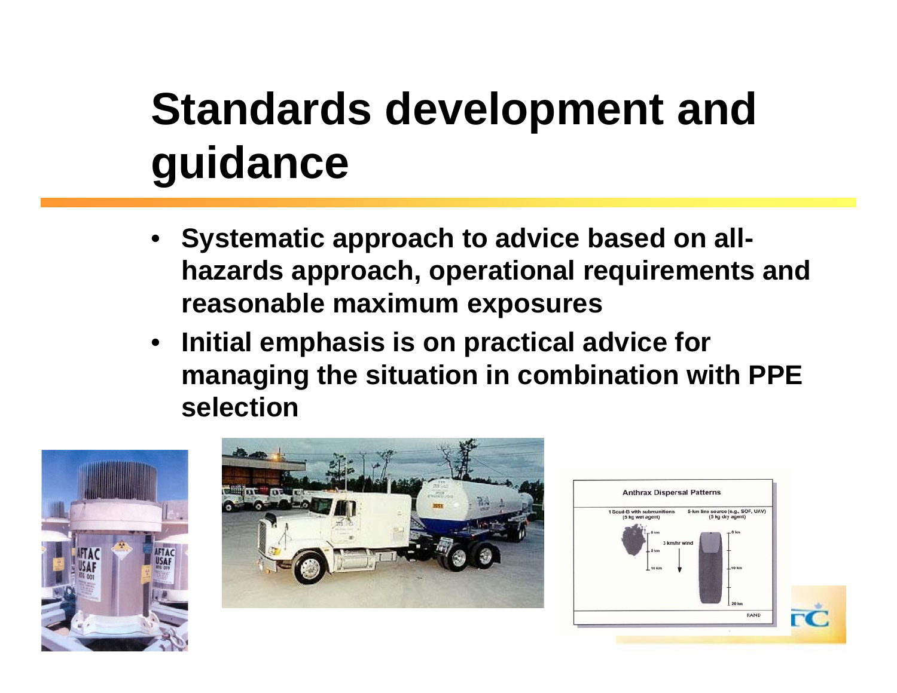# Standards development and guidance

- Systematic approach to advice based on all-hazards approach, operational requirements and reasonable maximum exposures
- Initial emphasis is on practical advice for managing the situation in combination with PPE selection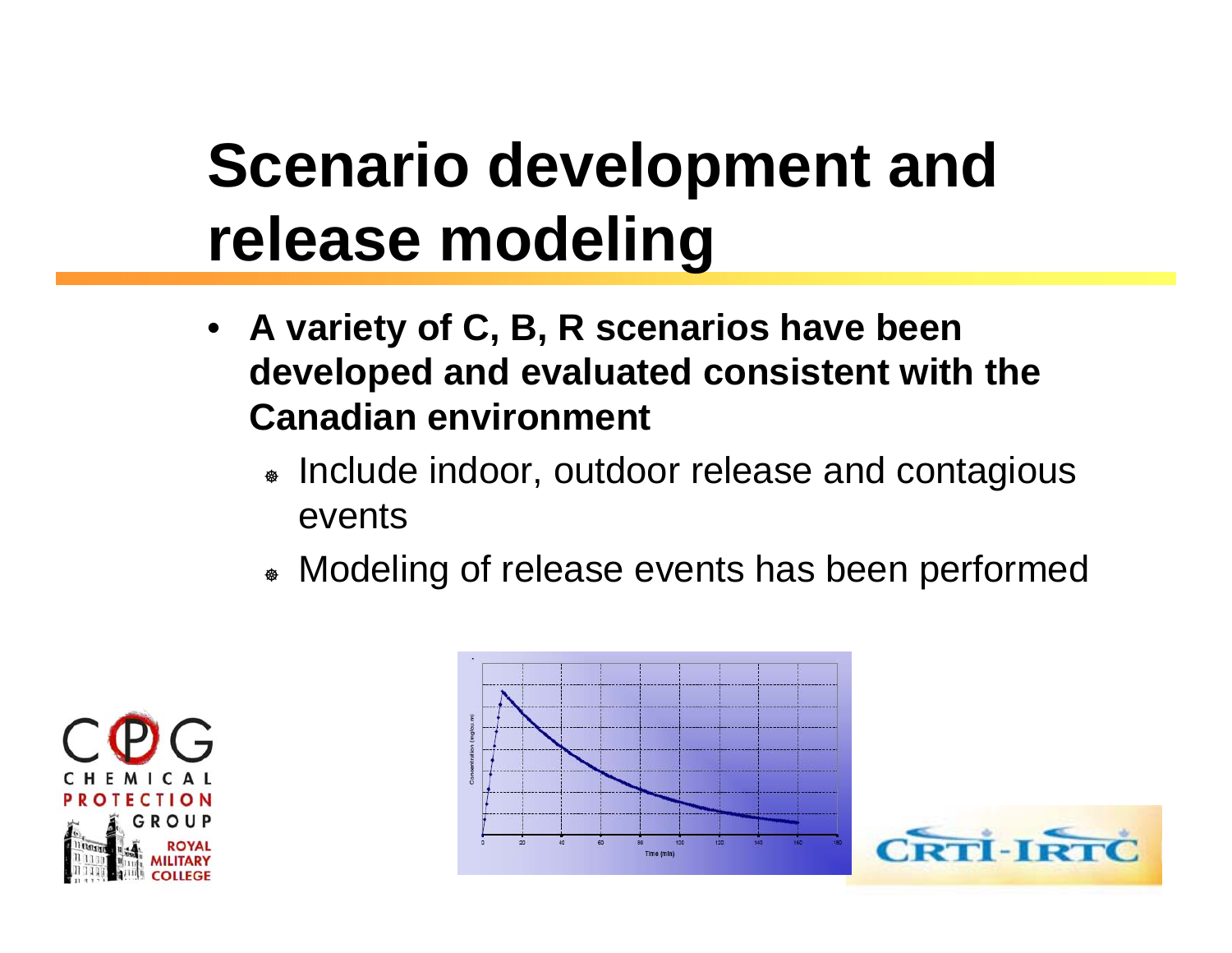# Scenario development and release modeling

- **A variety of C, B, R scenarios have been developed and evaluated consistent with the Canadian environment**
  - Include indoor, outdoor release and contagious events
  - Modeling of release events has been performed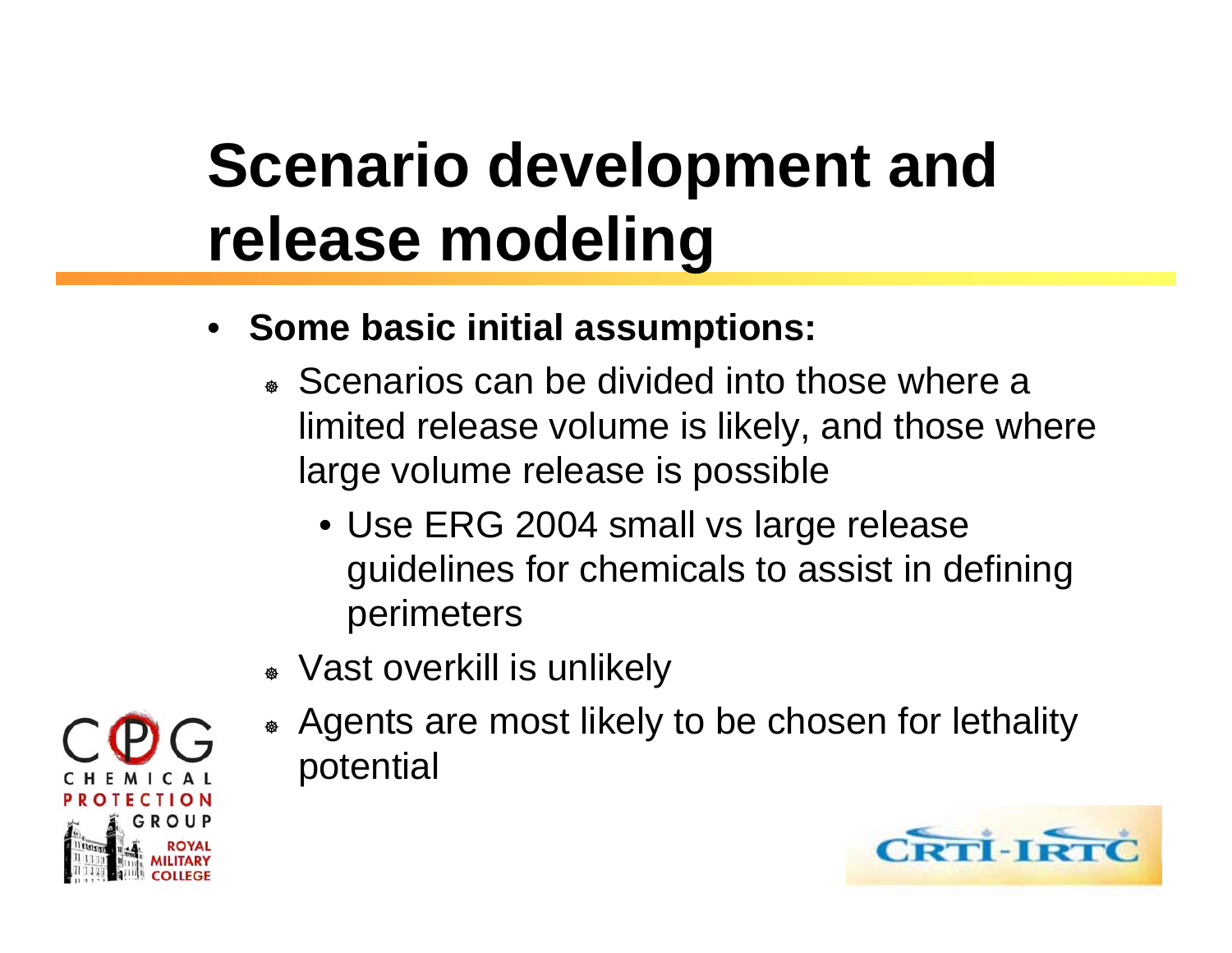# Scenario development and release modeling

- **Some basic initial assumptions:**
  - Scenarios can be divided into those where a limited release volume is likely, and those where large volume release is possible
    - Use ERG 2004 small vs large release guidelines for chemicals to assist in defining perimeters
  - Vast overkill is unlikely
  - Agents are most likely to be chosen for lethality potential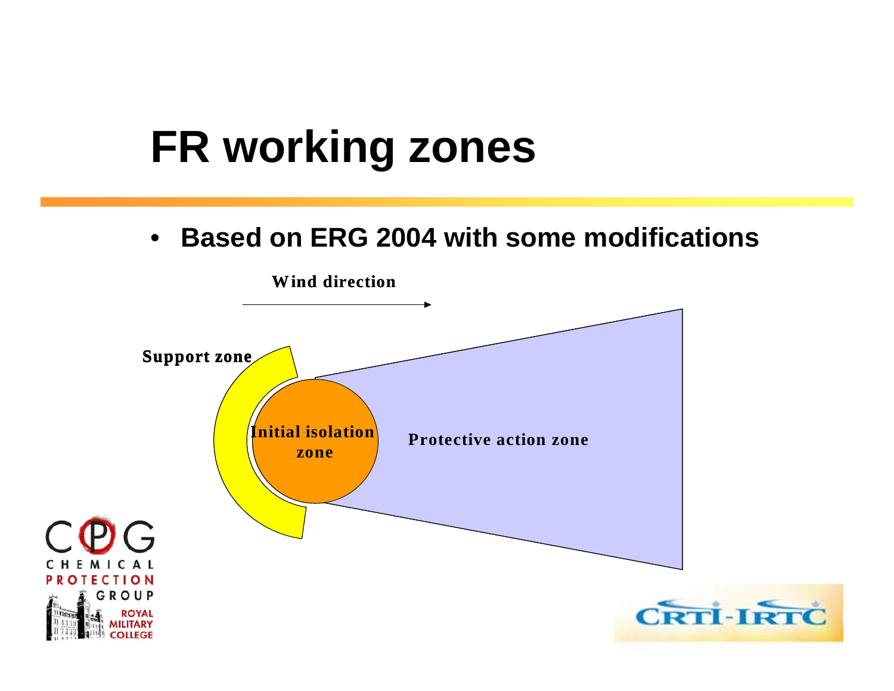# FR working zones

- **Based on ERG 2004 with some modifications**

Wind direction

Support zone

Initial isolation zone

Protective action zone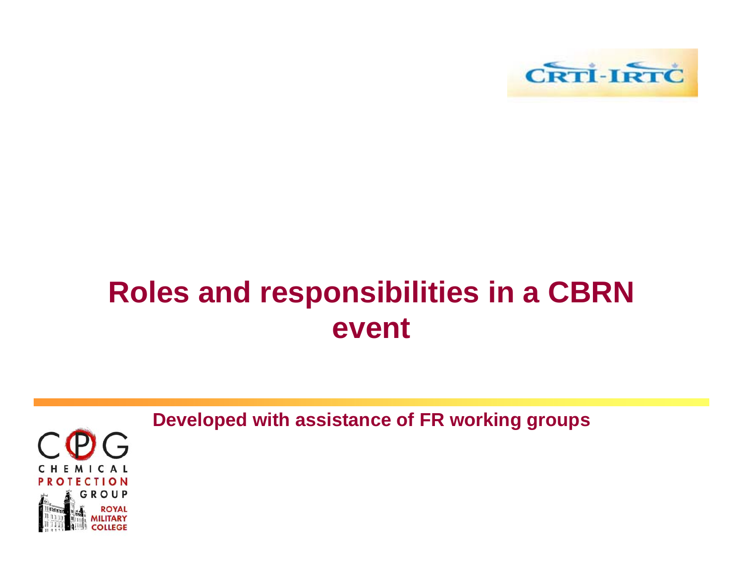# Roles and responsibilities in a CBRN event

**Developed with assistance of FR working groups**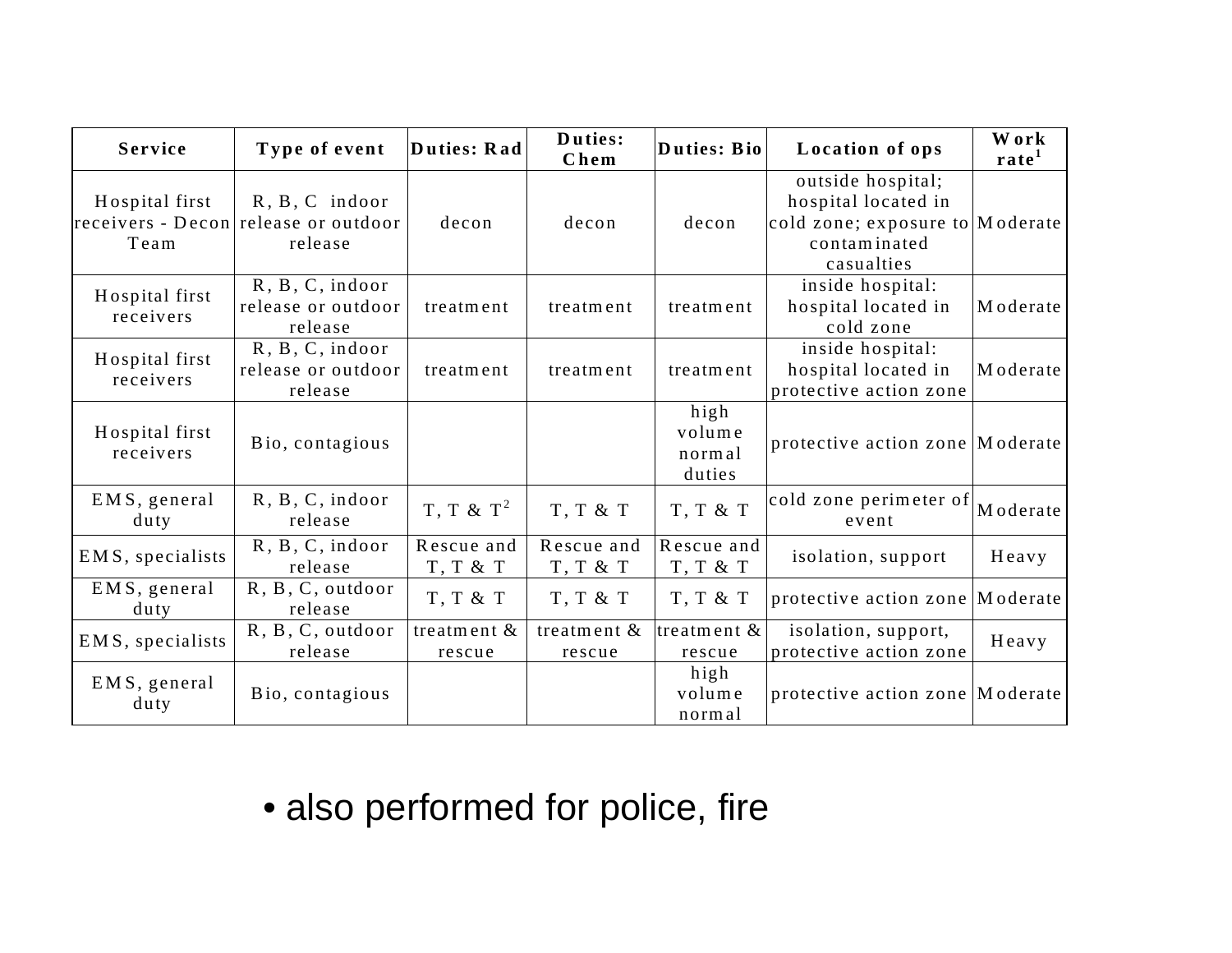| Service | Type of event | Duties: Rad | Duties: Chem | Duties: Bio | Location of ops | Work rate[1] |
|---|---|---|---|---|---|---|
| Hospital first receivers - Decon Team | R, B, C indoor release or outdoor release | decon | decon | decon | outside hospital; hospital located in cold zone; exposure to contaminated casualties | Moderate |
| Hospital first receivers | R, B, C, indoor release or outdoor release | treatment | treatment | treatment | inside hospital: hospital located in cold zone | Moderate |
| Hospital first receivers | R, B, C, indoor release or outdoor release | treatment | treatment | treatment | inside hospital: hospital located in protective action zone | Moderate |
| Hospital first receivers | Bio, contagious | | | high volume normal duties | protective action zone | Moderate |
| EMS, general duty | R, B, C, indoor release | T, T & T[2] | T, T & T | T, T & T | cold zone perimeter of event | Moderate |
| EMS, specialists | R, B, C, indoor release | Rescue and T, T & T | Rescue and T, T & T | Rescue and T, T & T | isolation, support | Heavy |
| EMS, general duty | R, B, C, outdoor release | T, T & T | T, T & T | T, T & T | protective action zone | Moderate |
| EMS, specialists | R, B, C, outdoor release | treatment & rescue | treatment & rescue | treatment & rescue | isolation, support, protective action zone | Heavy |
| EMS, general duty | Bio, contagious | | | high volume normal | protective action zone | Moderate |

- also performed for police, fire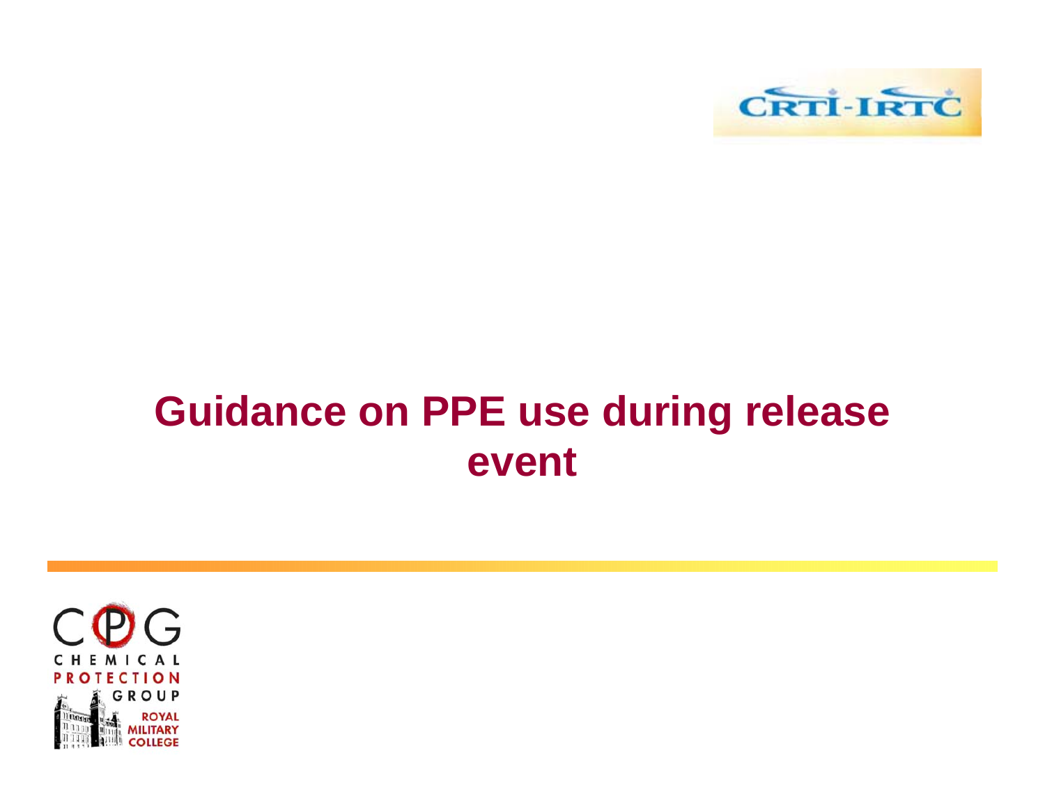# Guidance on PPE use during release event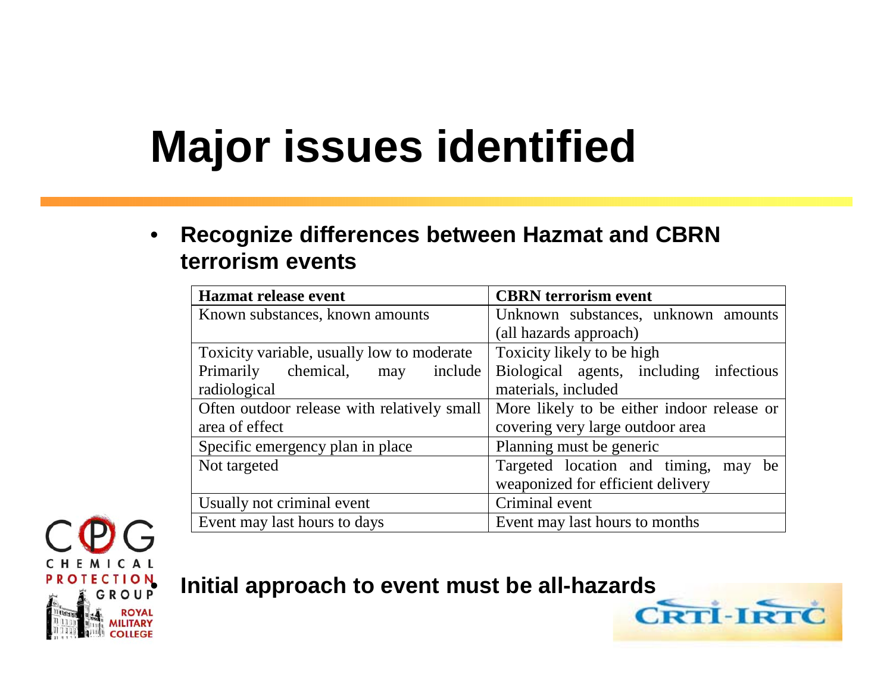# Major issues identified

- **Recognize differences between Hazmat and CBRN terrorism events**

| **Hazmat release event** | **CBRN terrorism event** |
|---|---|
| Known substances, known amounts | Unknown substances, unknown amounts (all hazards approach) |
| Toxicity variable, usually low to moderate<br>Primarily chemical, may include radiological | Toxicity likely to be high<br>Biological agents, including infectious materials, included |
| Often outdoor release with relatively small area of effect | More likely to be either indoor release or covering very large outdoor area |
| Specific emergency plan in place | Planning must be generic |
| Not targeted | Targeted location and timing, may be weaponized for efficient delivery |
| Usually not criminal event | Criminal event |
| Event may last hours to days | Event may last hours to months |

- **Initial approach to event must be all-hazards**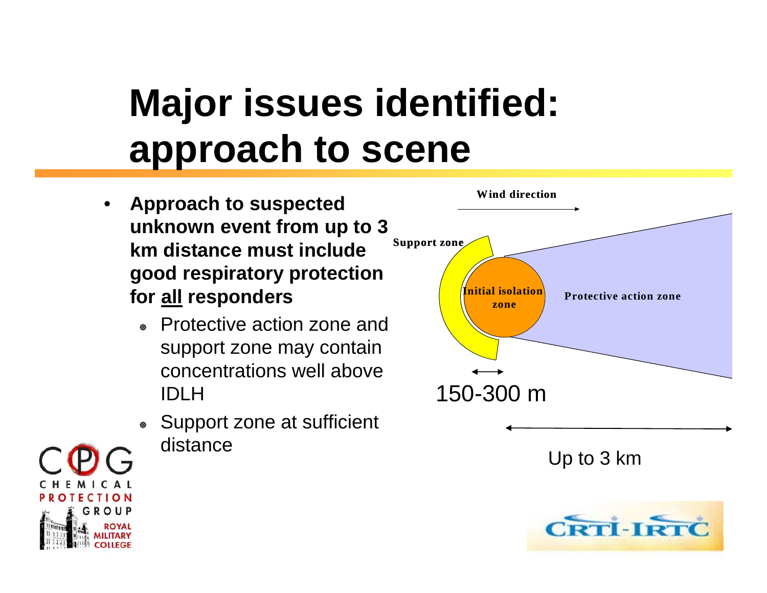# Major issues identified: approach to scene

- **Approach to suspected unknown event from up to 3 km distance must include good respiratory protection for all responders**
  - Protective action zone and support zone may contain concentrations well above IDLH
  - Support zone at sufficient distance

Wind direction

Support zone

Initial isolation zone

Protective action zone

150-300 m

Up to 3 km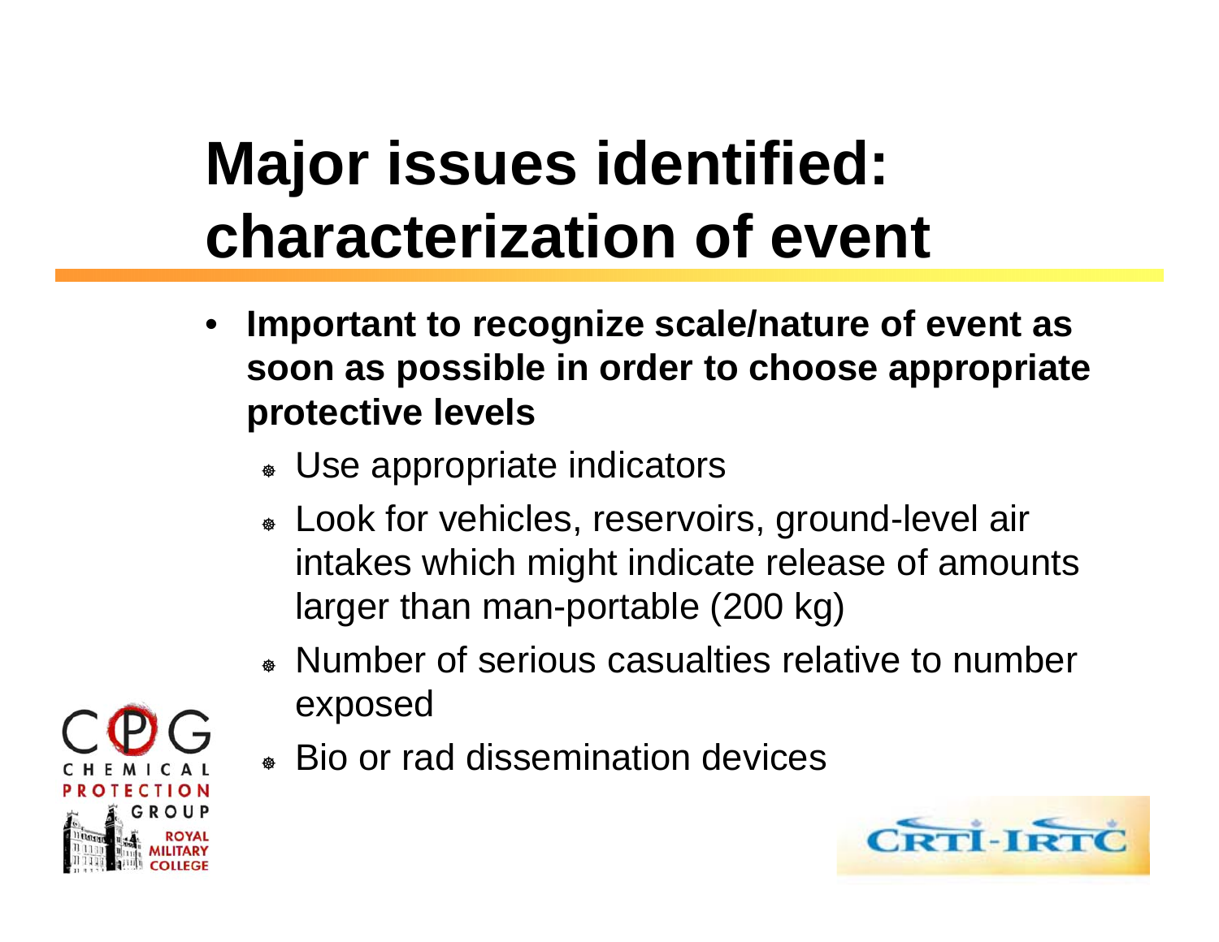# Major issues identified: characterization of event

- **Important to recognize scale/nature of event as soon as possible in order to choose appropriate protective levels**
  - Use appropriate indicators
  - Look for vehicles, reservoirs, ground-level air intakes which might indicate release of amounts larger than man-portable (200 kg)
  - Number of serious casualties relative to number exposed
  - Bio or rad dissemination devices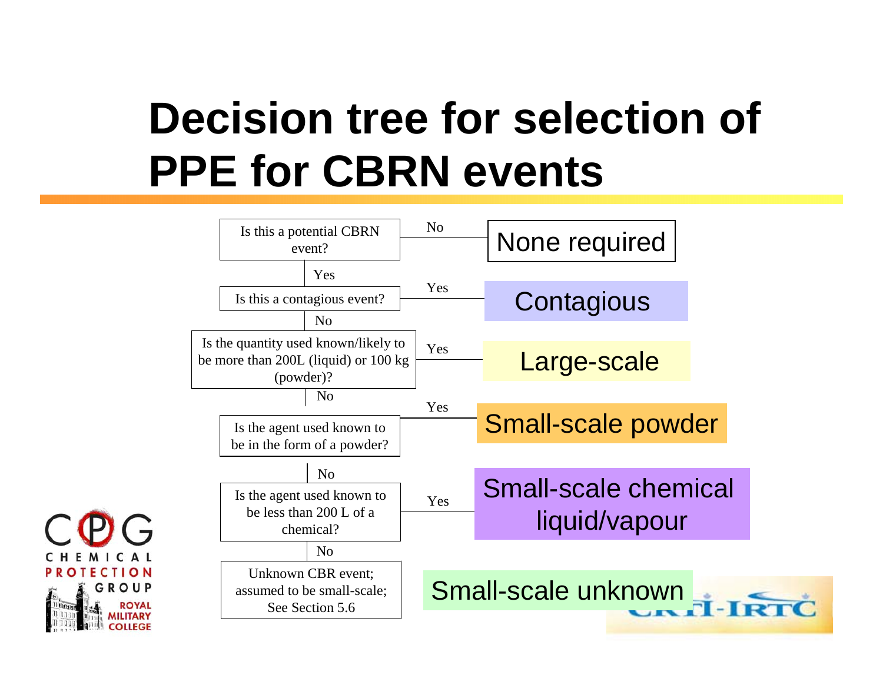# Decision tree for selection of PPE for CBRN events

| Question | Answer | Result |
|---|---|---|
| Is this a potential CBRN event? | No | None required |
| Yes ↓ | | |
| Is this a contagious event? | Yes | Contagious |
| No ↓ | | |
| Is the quantity used known/likely to be more than 200L (liquid) or 100 kg (powder)? | Yes | Large-scale |
| No ↓ | | |
| Is the agent used known to be in the form of a powder? | Yes | Small-scale powder |
| No ↓ | | |
| Is the agent used known to be less than 200 L of a chemical? | Yes | Small-scale chemical liquid/vapour |
| No ↓ | | |
| Unknown CBR event; assumed to be small-scale; See Section 5.6 | | Small-scale unknown |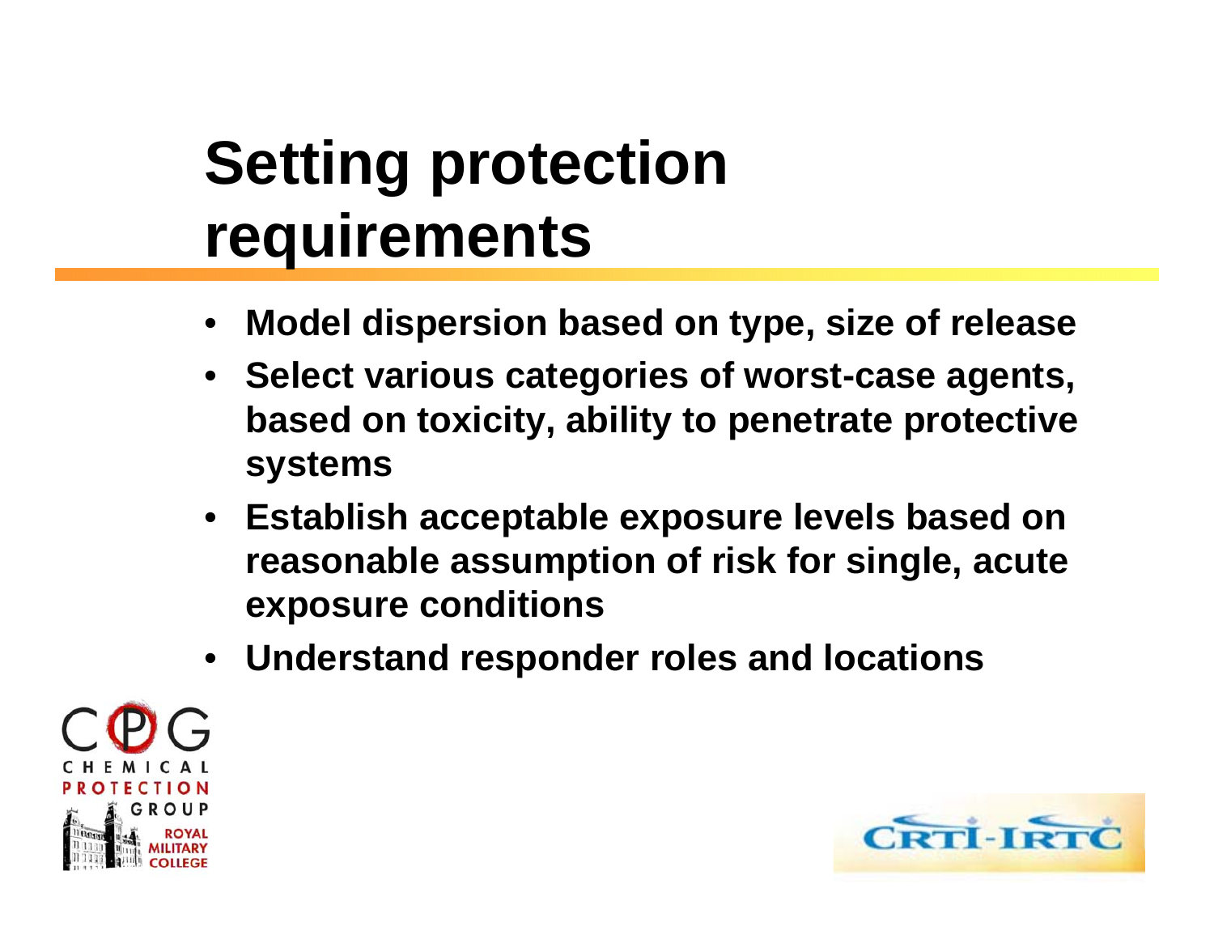# Setting protection requirements

- **Model dispersion based on type, size of release**
- **Select various categories of worst-case agents, based on toxicity, ability to penetrate protective systems**
- **Establish acceptable exposure levels based on reasonable assumption of risk for single, acute exposure conditions**
- **Understand responder roles and locations**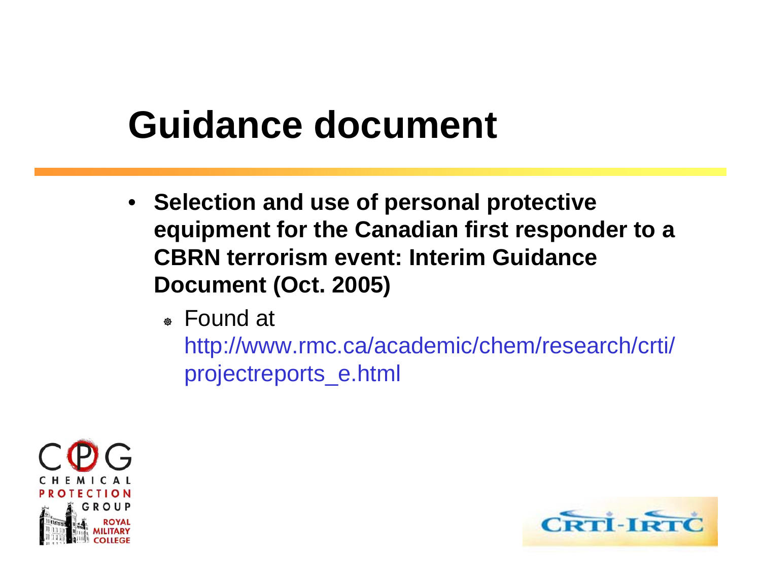# Guidance document

- **Selection and use of personal protective equipment for the Canadian first responder to a CBRN terrorism event: Interim Guidance Document (Oct. 2005)**
  - Found at http://www.rmc.ca/academic/chem/research/crti/projectreports_e.html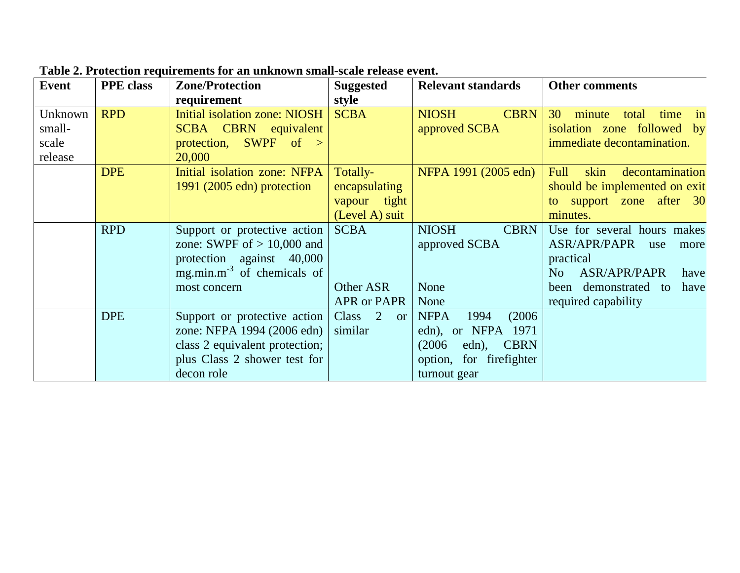**Table 2. Protection requirements for an unknown small-scale release event.**

| Event | PPE class | Zone/Protection requirement | Suggested style | Relevant standards | Other comments |
|---|---|---|---|---|---|
| Unknown small-scale release | RPD | Initial isolation zone: NIOSH SCBA CBRN equivalent protection, SWPF of > 20,000 | SCBA | NIOSH CBRN approved SCBA | 30 minute total time in isolation zone followed by immediate decontamination. |
| | DPE | Initial isolation zone: NFPA 1991 (2005 edn) protection | Totally-encapsulating vapour tight (Level A) suit | NFPA 1991 (2005 edn) | Full skin decontamination should be implemented on exit to support zone after 30 minutes. |
| | RPD | Support or protective action zone: SWPF of > 10,000 and protection against 40,000 $mg.min.m^{-3}$ of chemicals of most concern | SCBA<br><br>Other ASR<br>APR or PAPR | NIOSH CBRN approved SCBA<br><br>None<br>None | Use for several hours makes ASR/APR/PAPR use more practical<br>No ASR/APR/PAPR have been demonstrated to have required capability |
| | DPE | Support or protective action zone: NFPA 1994 (2006 edn) class 2 equivalent protection; plus Class 2 shower test for decon role | Class 2 or similar | NFPA 1994 (2006 edn), or NFPA 1971 (2006 edn), CBRN option, for firefighter turnout gear | |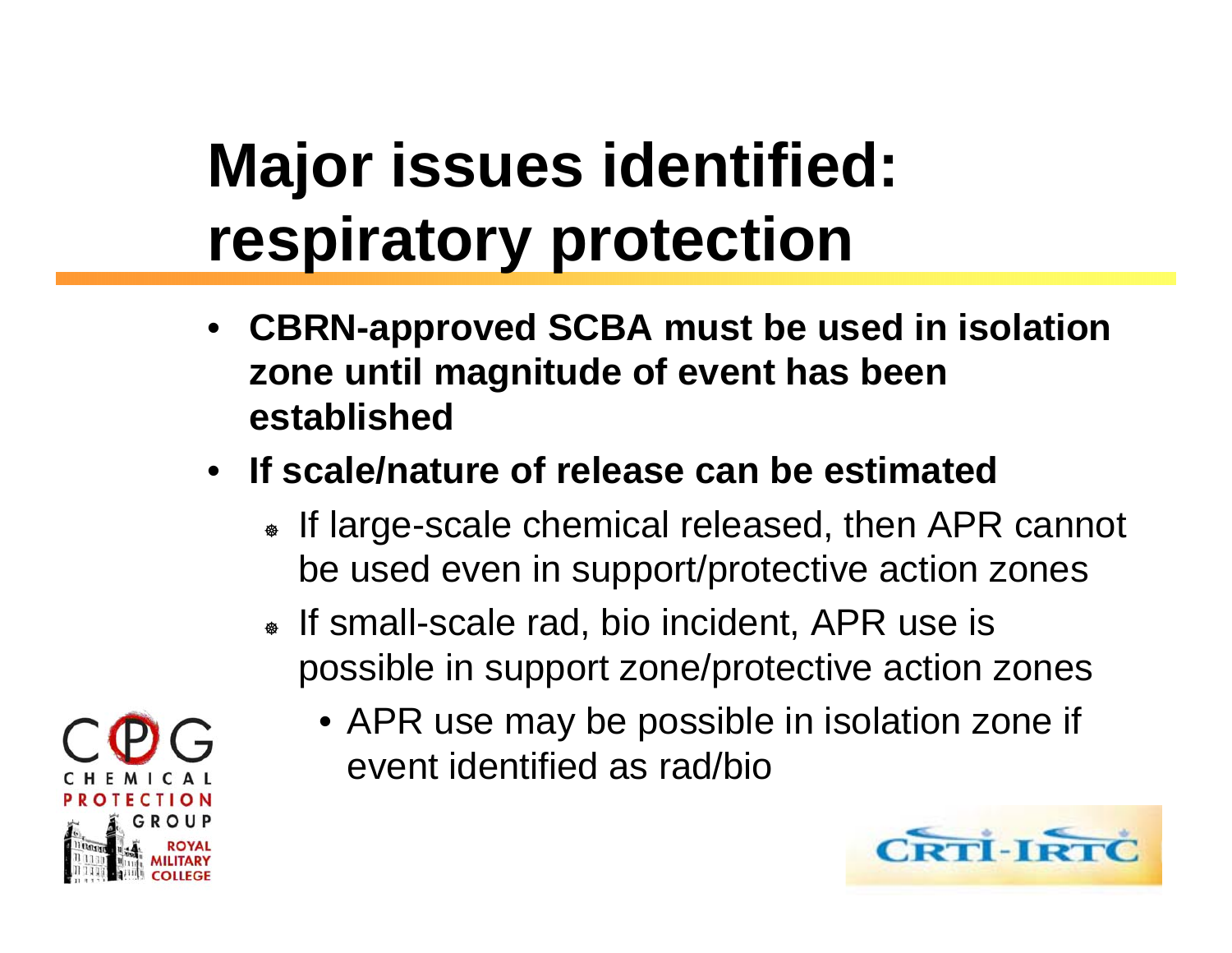# Major issues identified: respiratory protection

- **CBRN-approved SCBA must be used in isolation zone until magnitude of event has been established**
- **If scale/nature of release can be estimated**
  - If large-scale chemical released, then APR cannot be used even in support/protective action zones
  - If small-scale rad, bio incident, APR use is possible in support zone/protective action zones
    - APR use may be possible in isolation zone if event identified as rad/bio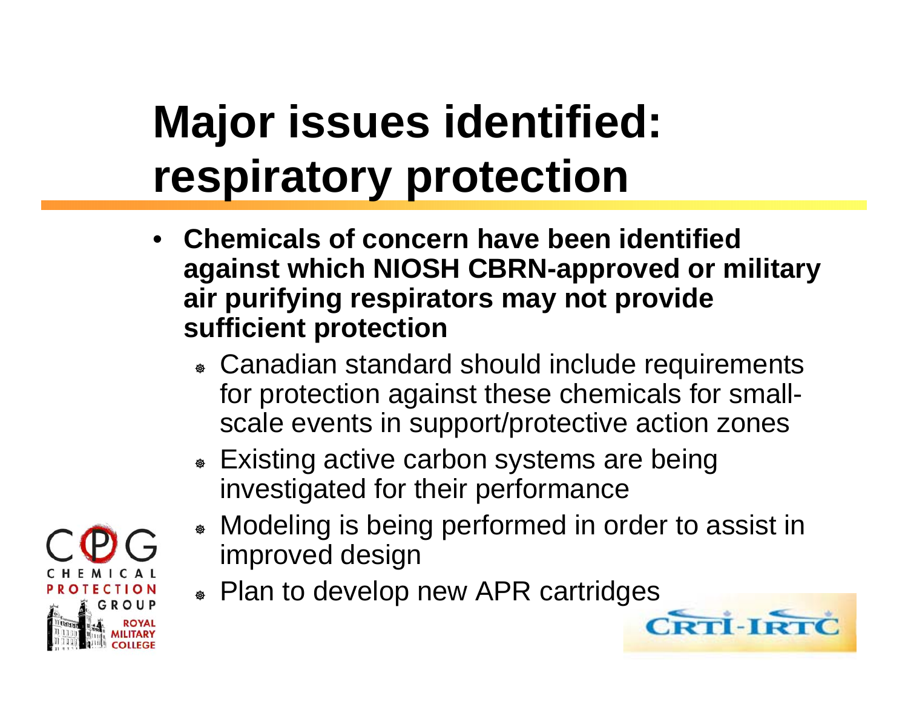# Major issues identified: respiratory protection

- **Chemicals of concern have been identified against which NIOSH CBRN-approved or military air purifying respirators may not provide sufficient protection**
  - Canadian standard should include requirements for protection against these chemicals for small-scale events in support/protective action zones
  - Existing active carbon systems are being investigated for their performance
  - Modeling is being performed in order to assist in improved design
  - Plan to develop new APR cartridges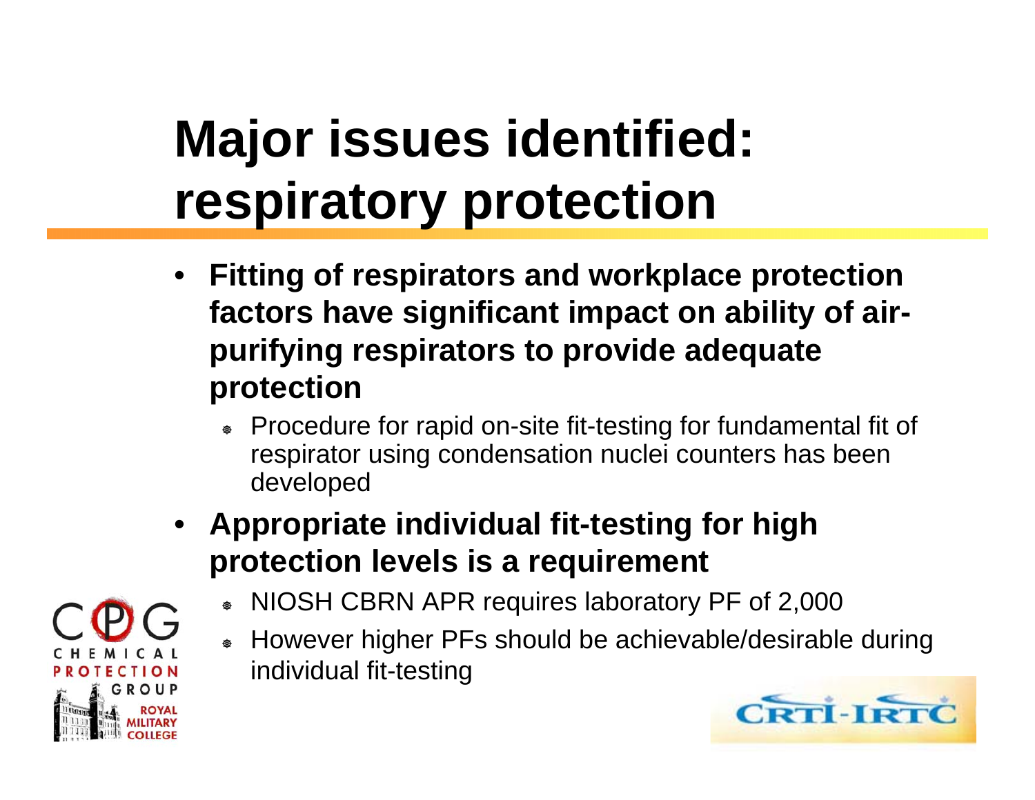# Major issues identified: respiratory protection

- **Fitting of respirators and workplace protection factors have significant impact on ability of air-purifying respirators to provide adequate protection**
  - Procedure for rapid on-site fit-testing for fundamental fit of respirator using condensation nuclei counters has been developed
- **Appropriate individual fit-testing for high protection levels is a requirement**
  - NIOSH CBRN APR requires laboratory PF of 2,000
  - However higher PFs should be achievable/desirable during individual fit-testing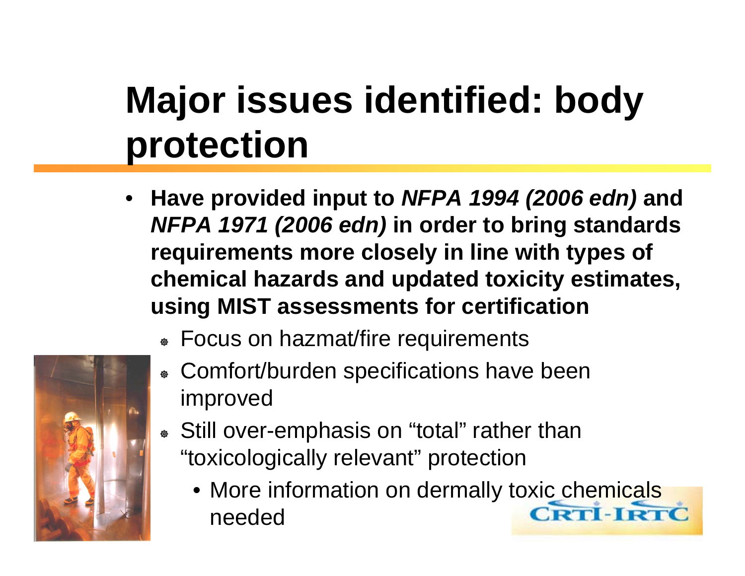# Major issues identified: body protection

- **Have provided input to *NFPA 1994 (2006 edn)* and *NFPA 1971 (2006 edn)* in order to bring standards requirements more closely in line with types of chemical hazards and updated toxicity estimates, using MIST assessments for certification**
  - Focus on hazmat/fire requirements
  - Comfort/burden specifications have been improved
  - Still over-emphasis on "total" rather than "toxicologically relevant" protection
    - More information on dermally toxic chemicals needed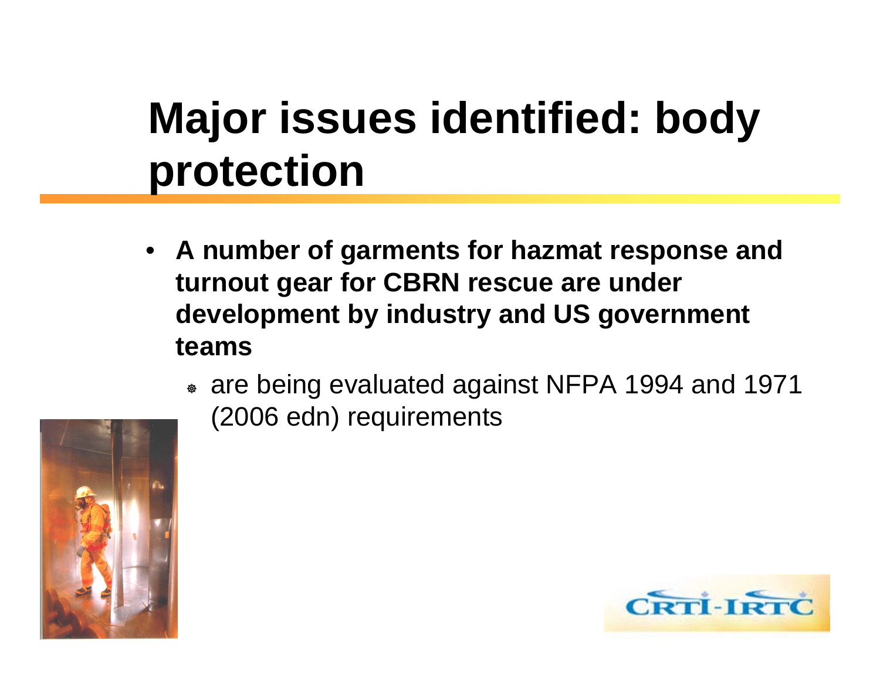# Major issues identified: body protection

- **A number of garments for hazmat response and turnout gear for CBRN rescue are under development by industry and US government teams**
  - are being evaluated against NFPA 1994 and 1971 (2006 edn) requirements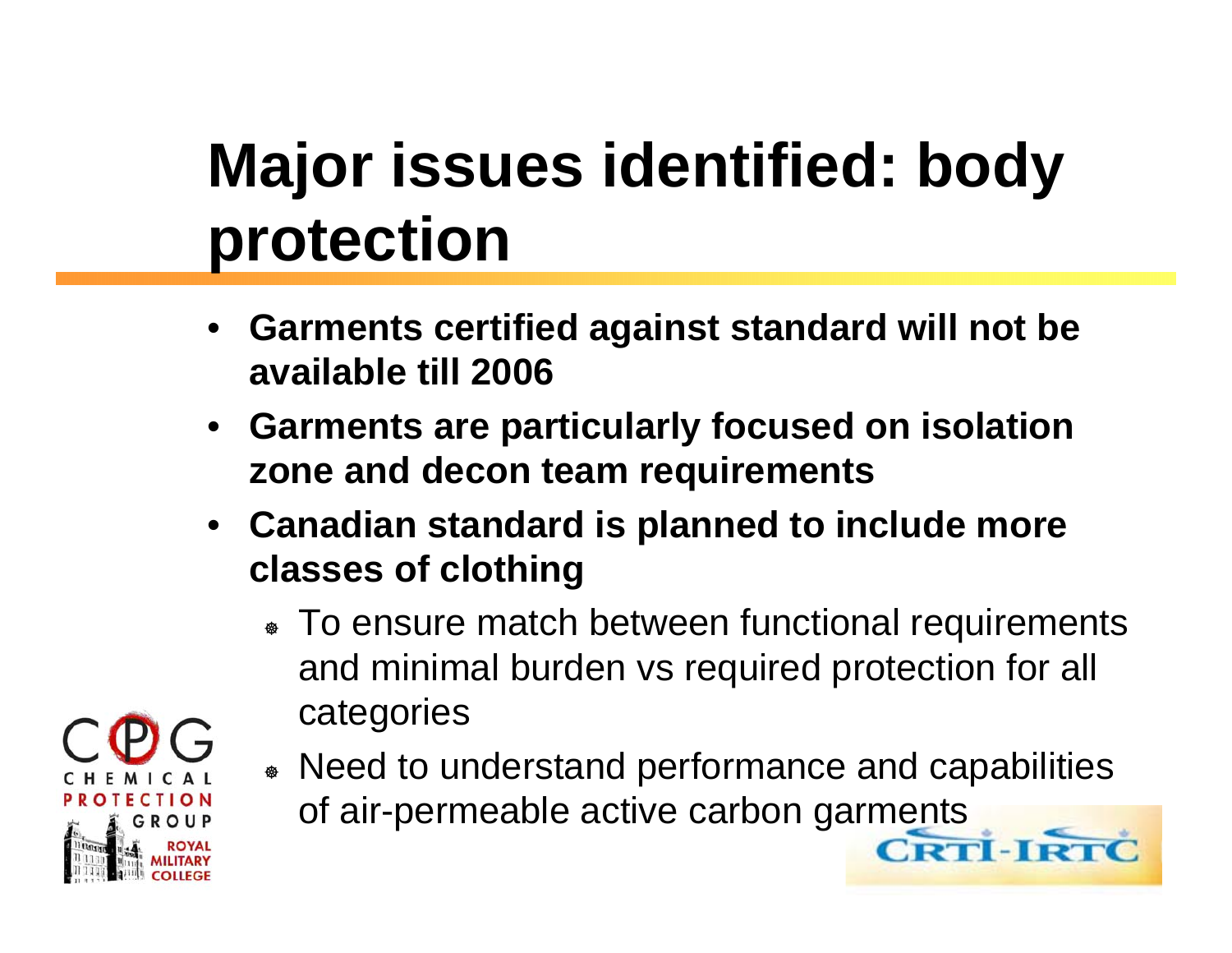# Major issues identified: body protection

- **Garments certified against standard will not be available till 2006**
- **Garments are particularly focused on isolation zone and decon team requirements**
- **Canadian standard is planned to include more classes of clothing**
  - To ensure match between functional requirements and minimal burden vs required protection for all categories
  - Need to understand performance and capabilities of air-permeable active carbon garments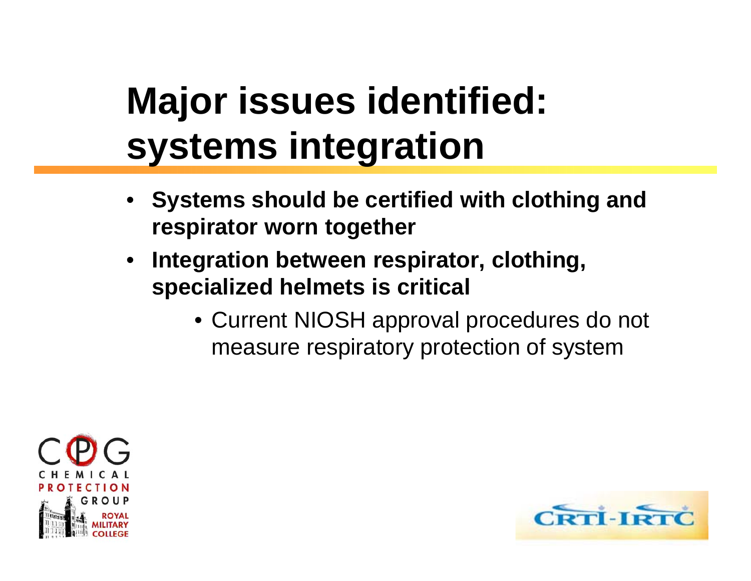# Major issues identified: systems integration

- **Systems should be certified with clothing and respirator worn together**
- **Integration between respirator, clothing, specialized helmets is critical**
  - Current NIOSH approval procedures do not measure respiratory protection of system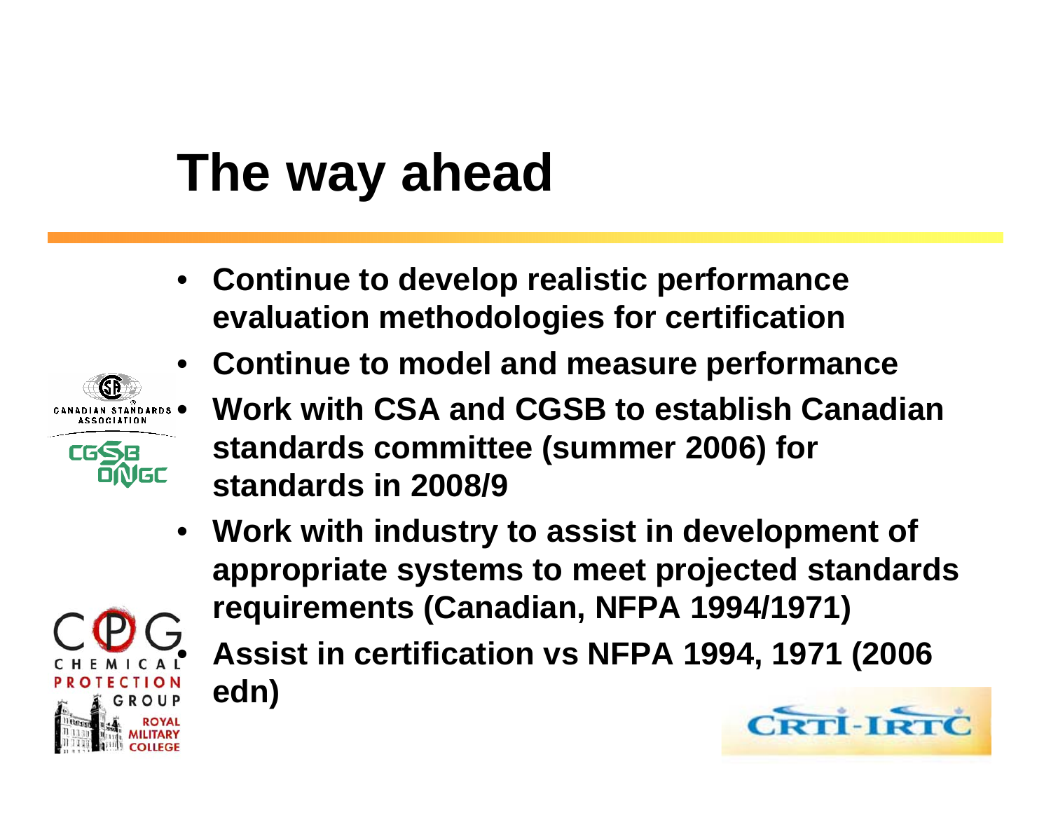# The way ahead

- **Continue to develop realistic performance evaluation methodologies for certification**
- **Continue to model and measure performance**
- **Work with CSA and CGSB to establish Canadian standards committee (summer 2006) for standards in 2008/9**
- **Work with industry to assist in development of appropriate systems to meet projected standards requirements (Canadian, NFPA 1994/1971)**
- **Assist in certification vs NFPA 1994, 1971 (2006 edn)**